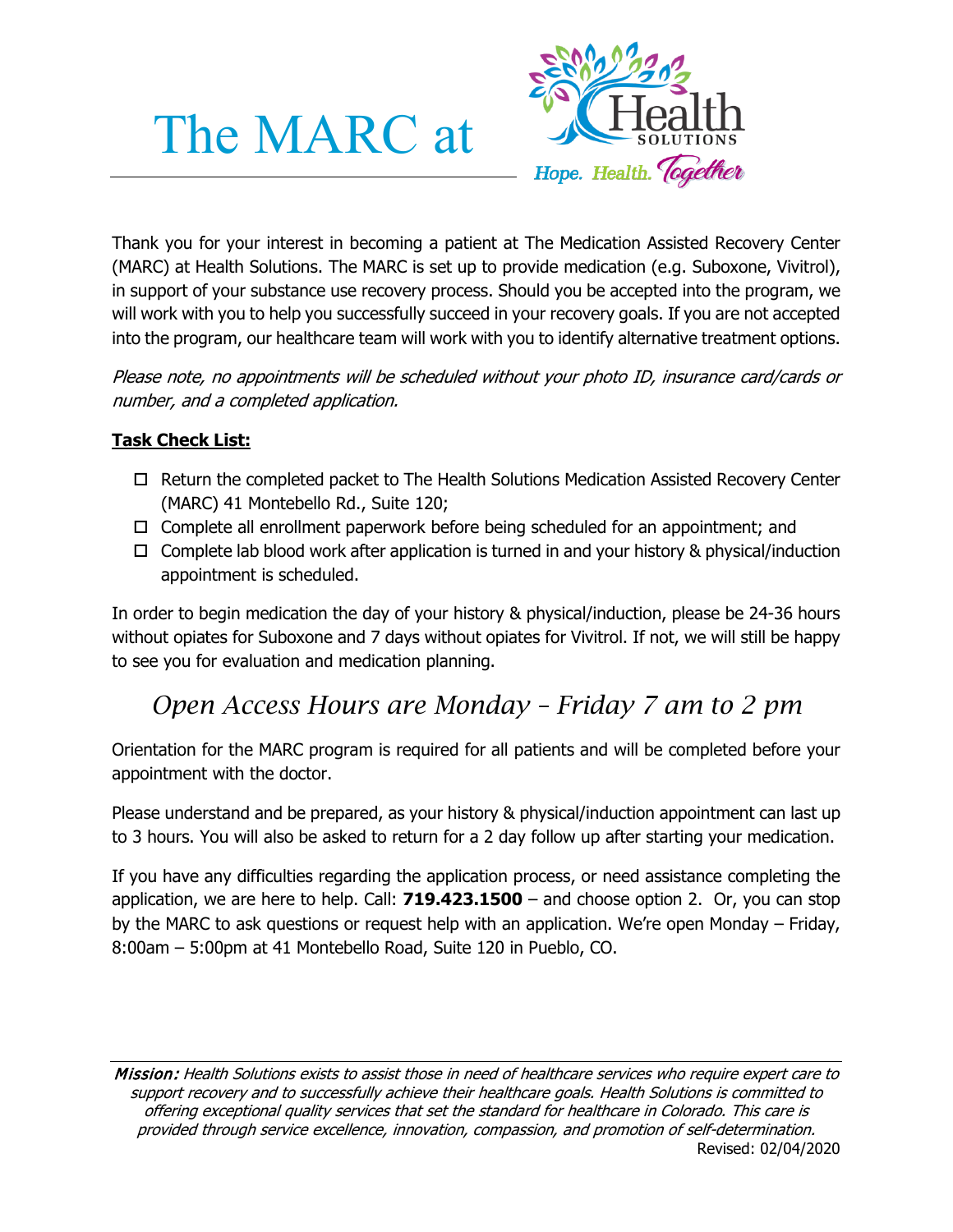# The MARC at

Health SOLUTIONS

*Hope. Health. Together*

Thank you for your interest in becoming a patient at The Medication Assisted Recovery Center (MARC) at Health Solutions. The MARC is set up to provide medication (e.g. Suboxone, Vivitrol), in support of your substance use recovery process. Should you be accepted into the program, we will work with you to help you successfully succeed in your recovery goals. If you are not accepted into the program, our healthcare team will work with you to identify alternative treatment options.

*Please note, no appointments will be scheduled without your photo ID, insurance card/cards or number, and a completed application.*

**Task Check List:**

- ☐ Return the completed packet to The Health Solutions Medication Assisted Recovery Center (MARC) 41 Montebello Rd., Suite 120;
- ☐ Complete all enrollment paperwork before being scheduled for an appointment; and
- ☐ Complete lab blood work after application is turned in and your history & physical/induction appointment is scheduled.

In order to begin medication the day of your history & physical/induction, please be 24-36 hours without opiates for Suboxone and 7 days without opiates for Vivitrol. If not, we will still be happy to see you for evaluation and medication planning.

## *Open Access Hours are Monday – Friday 7 am to 2 pm*

Orientation for the MARC program is required for all patients and will be completed before your appointment with the doctor.

Please understand and be prepared, as your history & physical/induction appointment can last up to 3 hours. You will also be asked to return for a 2 day follow up after starting your medication.

If you have any difficulties regarding the application process, or need assistance completing the application, we are here to help. Call: **719.423.1500** – and choose option 2. Or, you can stop by the MARC to ask questions or request help with an application. We're open Monday – Friday, 8:00am – 5:00pm at 41 Montebello Road, Suite 120 in Pueblo, CO.

***Mission:*** *Health Solutions exists to assist those in need of healthcare services who require expert care to support recovery and to successfully achieve their healthcare goals. Health Solutions is committed to offering exceptional quality services that set the standard for healthcare in Colorado. This care is provided through service excellence, innovation, compassion, and promotion of self-determination.*

Revised: 02/04/2020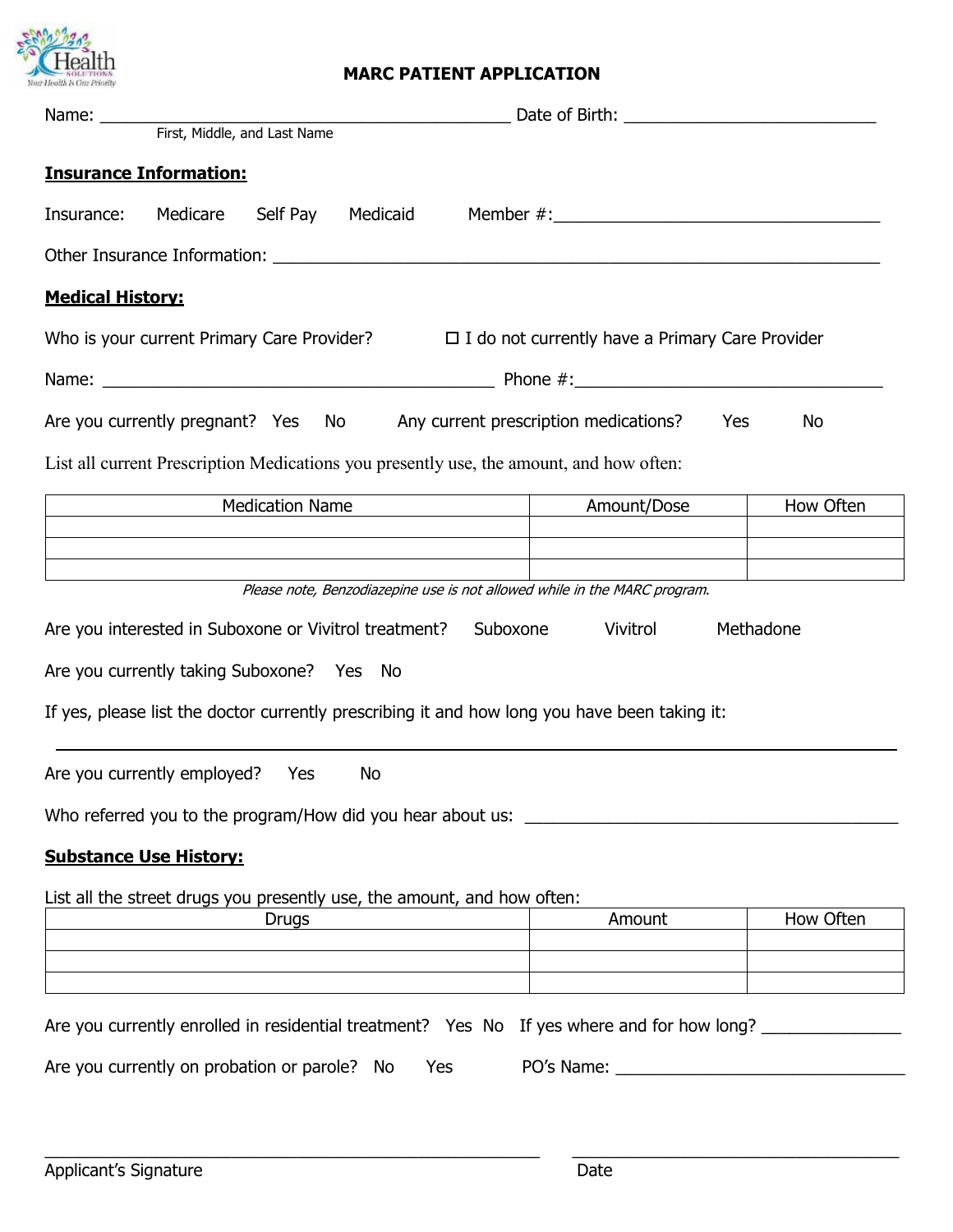Health Solutions — Your Health Is Our Priority

# MARC PATIENT APPLICATION

Name: ___________________________________________ Date of Birth: ___________________________
First, Middle, and Last Name

**Insurance Information:**

Insurance: Medicare Self Pay Medicaid Member #:___________________________________

Other Insurance Information: ______________________________________________________________

**Medical History:**

Who is your current Primary Care Provider? ☐ I do not currently have a Primary Care Provider

Name: ___________________________________________ Phone #:________________________________

Are you currently pregnant? Yes No Any current prescription medications? Yes No

List all current Prescription Medications you presently use, the amount, and how often:

| Medication Name | Amount/Dose | How Often |
|---|---|---|
| | | |
| | | |
| | | |

*Please note, Benzodiazepine use is not allowed while in the MARC program.*

Are you interested in Suboxone or Vivitrol treatment? Suboxone Vivitrol Methadone

Are you currently taking Suboxone? Yes No

If yes, please list the doctor currently prescribing it and how long you have been taking it:

_____________________________________________________________________________________

Are you currently employed? Yes No

Who referred you to the program/How did you hear about us: ________________________________________

**Substance Use History:**

List all the street drugs you presently use, the amount, and how often:

| Drugs | Amount | How Often |
|---|---|---|
| | | |
| | | |
| | | |

Are you currently enrolled in residential treatment? Yes No If yes where and for how long? ______________

Are you currently on probation or parole? No Yes PO's Name: _______________________________

_____________________________________________________ ____________________________________
Applicant's Signature Date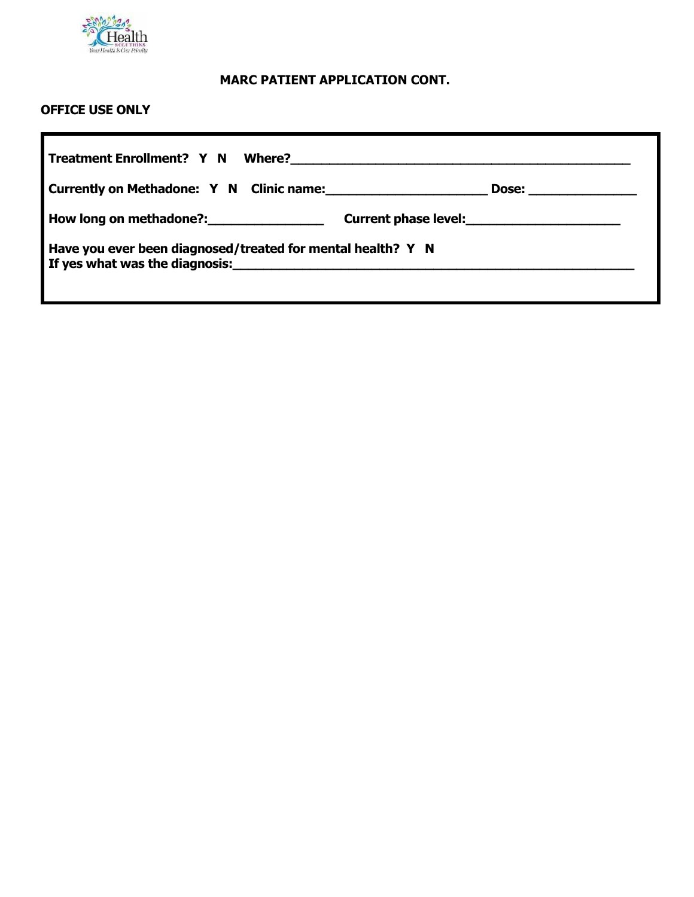**MARC PATIENT APPLICATION CONT.**

**OFFICE USE ONLY**

**Treatment Enrollment? Y N Where?**_____________________________________________

**Currently on Methadone: Y N Clinic name:**______________________ **Dose:** ______________

**How long on methadone?:**________________ **Current phase level:**_____________________

**Have you ever been diagnosed/treated for mental health? Y N**
**If yes what was the diagnosis:**_____________________________________________________